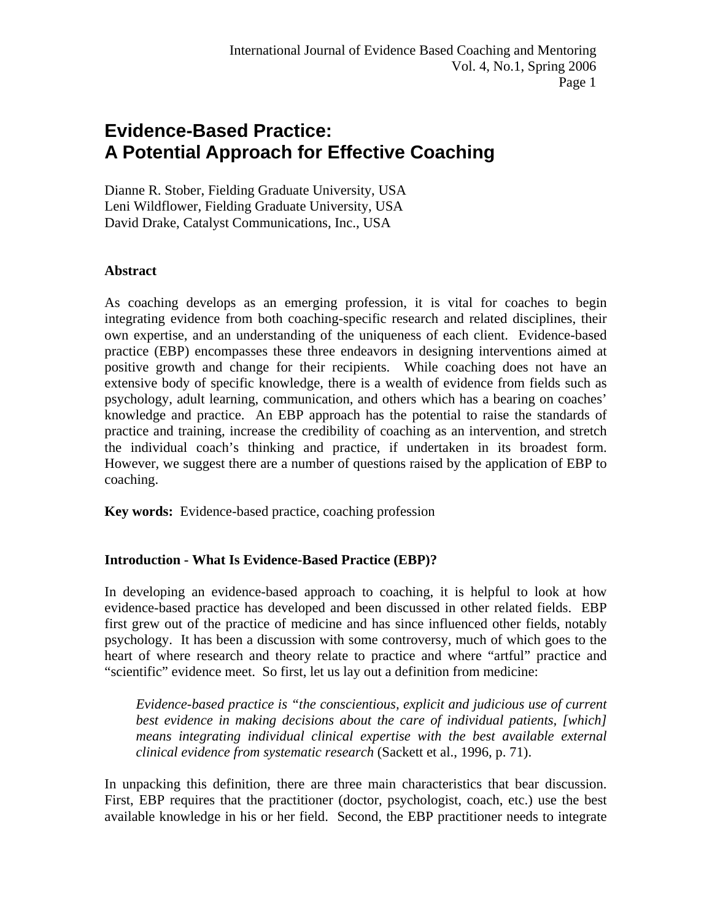# Evidence-Based Practice: A Potential Approach for Effective Coaching

Dianne R. Stober, Fielding Graduate University, USA
Leni Wildflower, Fielding Graduate University, USA
David Drake, Catalyst Communications, Inc., USA

**Abstract**

As coaching develops as an emerging profession, it is vital for coaches to begin integrating evidence from both coaching-specific research and related disciplines, their own expertise, and an understanding of the uniqueness of each client. Evidence-based practice (EBP) encompasses these three endeavors in designing interventions aimed at positive growth and change for their recipients. While coaching does not have an extensive body of specific knowledge, there is a wealth of evidence from fields such as psychology, adult learning, communication, and others which has a bearing on coaches' knowledge and practice. An EBP approach has the potential to raise the standards of practice and training, increase the credibility of coaching as an intervention, and stretch the individual coach's thinking and practice, if undertaken in its broadest form. However, we suggest there are a number of questions raised by the application of EBP to coaching.

**Key words:** Evidence-based practice, coaching profession

**Introduction - What Is Evidence-Based Practice (EBP)?**

In developing an evidence-based approach to coaching, it is helpful to look at how evidence-based practice has developed and been discussed in other related fields. EBP first grew out of the practice of medicine and has since influenced other fields, notably psychology. It has been a discussion with some controversy, much of which goes to the heart of where research and theory relate to practice and where "artful" practice and "scientific" evidence meet. So first, let us lay out a definition from medicine:

> *Evidence-based practice is "the conscientious, explicit and judicious use of current best evidence in making decisions about the care of individual patients, [which] means integrating individual clinical expertise with the best available external clinical evidence from systematic research* (Sackett et al., 1996, p. 71).

In unpacking this definition, there are three main characteristics that bear discussion. First, EBP requires that the practitioner (doctor, psychologist, coach, etc.) use the best available knowledge in his or her field. Second, the EBP practitioner needs to integrate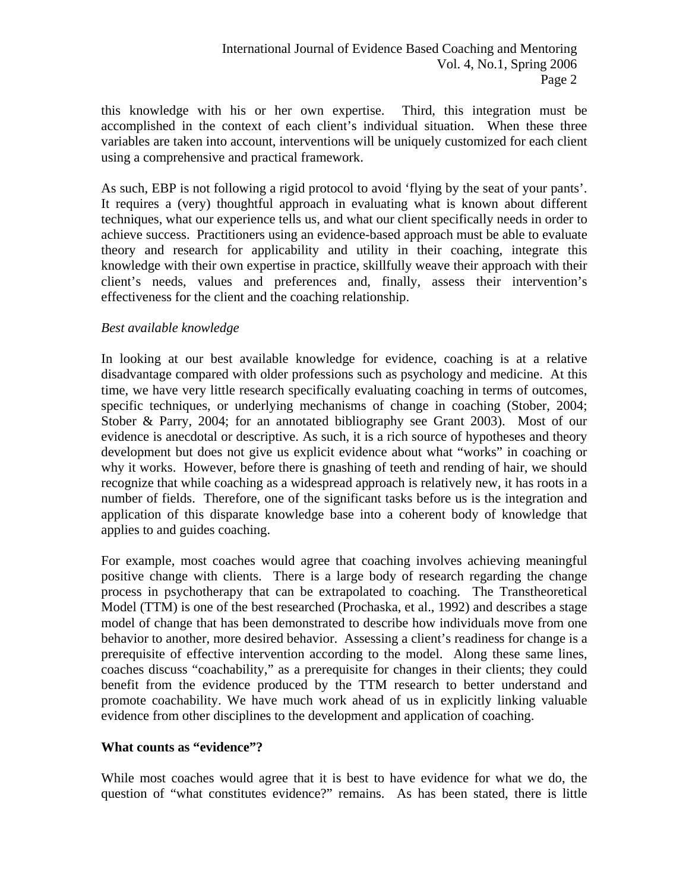this knowledge with his or her own expertise. Third, this integration must be accomplished in the context of each client's individual situation. When these three variables are taken into account, interventions will be uniquely customized for each client using a comprehensive and practical framework.

As such, EBP is not following a rigid protocol to avoid 'flying by the seat of your pants'. It requires a (very) thoughtful approach in evaluating what is known about different techniques, what our experience tells us, and what our client specifically needs in order to achieve success. Practitioners using an evidence-based approach must be able to evaluate theory and research for applicability and utility in their coaching, integrate this knowledge with their own expertise in practice, skillfully weave their approach with their client's needs, values and preferences and, finally, assess their intervention's effectiveness for the client and the coaching relationship.

*Best available knowledge*

In looking at our best available knowledge for evidence, coaching is at a relative disadvantage compared with older professions such as psychology and medicine. At this time, we have very little research specifically evaluating coaching in terms of outcomes, specific techniques, or underlying mechanisms of change in coaching (Stober, 2004; Stober & Parry, 2004; for an annotated bibliography see Grant 2003). Most of our evidence is anecdotal or descriptive. As such, it is a rich source of hypotheses and theory development but does not give us explicit evidence about what "works" in coaching or why it works. However, before there is gnashing of teeth and rending of hair, we should recognize that while coaching as a widespread approach is relatively new, it has roots in a number of fields. Therefore, one of the significant tasks before us is the integration and application of this disparate knowledge base into a coherent body of knowledge that applies to and guides coaching.

For example, most coaches would agree that coaching involves achieving meaningful positive change with clients. There is a large body of research regarding the change process in psychotherapy that can be extrapolated to coaching. The Transtheoretical Model (TTM) is one of the best researched (Prochaska, et al., 1992) and describes a stage model of change that has been demonstrated to describe how individuals move from one behavior to another, more desired behavior. Assessing a client's readiness for change is a prerequisite of effective intervention according to the model. Along these same lines, coaches discuss "coachability," as a prerequisite for changes in their clients; they could benefit from the evidence produced by the TTM research to better understand and promote coachability. We have much work ahead of us in explicitly linking valuable evidence from other disciplines to the development and application of coaching.

**What counts as "evidence"?**

While most coaches would agree that it is best to have evidence for what we do, the question of "what constitutes evidence?" remains. As has been stated, there is little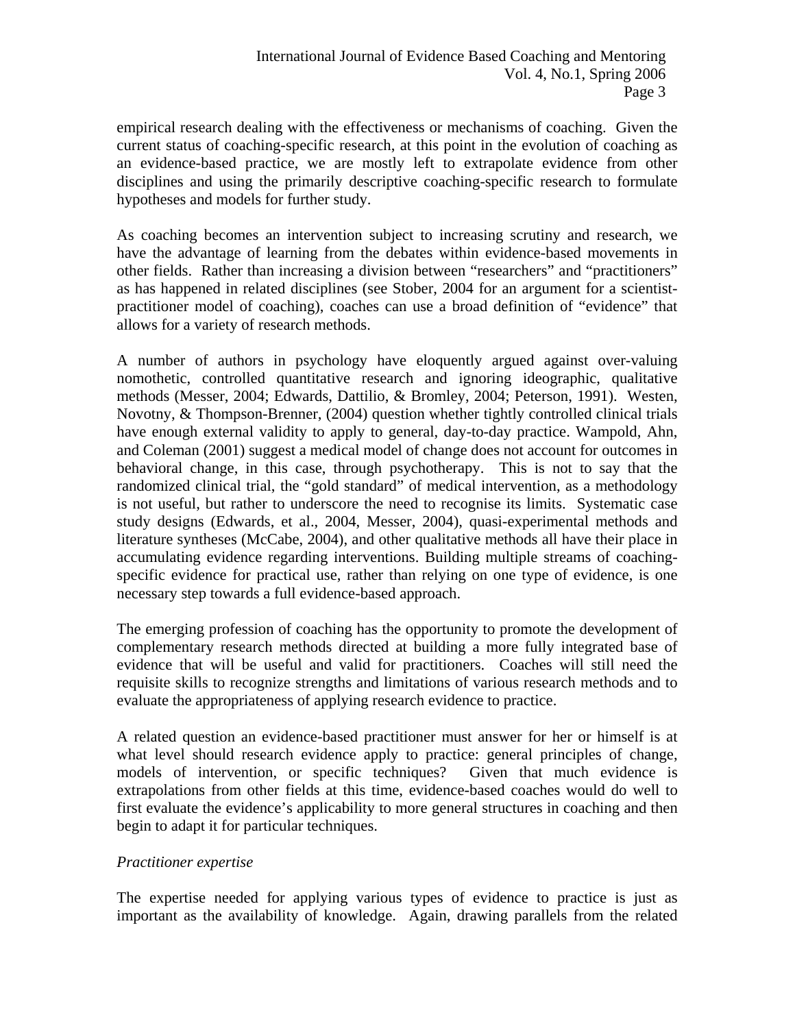empirical research dealing with the effectiveness or mechanisms of coaching. Given the current status of coaching-specific research, at this point in the evolution of coaching as an evidence-based practice, we are mostly left to extrapolate evidence from other disciplines and using the primarily descriptive coaching-specific research to formulate hypotheses and models for further study.

As coaching becomes an intervention subject to increasing scrutiny and research, we have the advantage of learning from the debates within evidence-based movements in other fields. Rather than increasing a division between "researchers" and "practitioners" as has happened in related disciplines (see Stober, 2004 for an argument for a scientist-practitioner model of coaching), coaches can use a broad definition of "evidence" that allows for a variety of research methods.

A number of authors in psychology have eloquently argued against over-valuing nomothetic, controlled quantitative research and ignoring ideographic, qualitative methods (Messer, 2004; Edwards, Dattilio, & Bromley, 2004; Peterson, 1991). Westen, Novotny, & Thompson-Brenner, (2004) question whether tightly controlled clinical trials have enough external validity to apply to general, day-to-day practice. Wampold, Ahn, and Coleman (2001) suggest a medical model of change does not account for outcomes in behavioral change, in this case, through psychotherapy. This is not to say that the randomized clinical trial, the "gold standard" of medical intervention, as a methodology is not useful, but rather to underscore the need to recognise its limits. Systematic case study designs (Edwards, et al., 2004, Messer, 2004), quasi-experimental methods and literature syntheses (McCabe, 2004), and other qualitative methods all have their place in accumulating evidence regarding interventions. Building multiple streams of coaching-specific evidence for practical use, rather than relying on one type of evidence, is one necessary step towards a full evidence-based approach.

The emerging profession of coaching has the opportunity to promote the development of complementary research methods directed at building a more fully integrated base of evidence that will be useful and valid for practitioners. Coaches will still need the requisite skills to recognize strengths and limitations of various research methods and to evaluate the appropriateness of applying research evidence to practice.

A related question an evidence-based practitioner must answer for her or himself is at what level should research evidence apply to practice: general principles of change, models of intervention, or specific techniques? Given that much evidence is extrapolations from other fields at this time, evidence-based coaches would do well to first evaluate the evidence's applicability to more general structures in coaching and then begin to adapt it for particular techniques.

*Practitioner expertise*

The expertise needed for applying various types of evidence to practice is just as important as the availability of knowledge. Again, drawing parallels from the related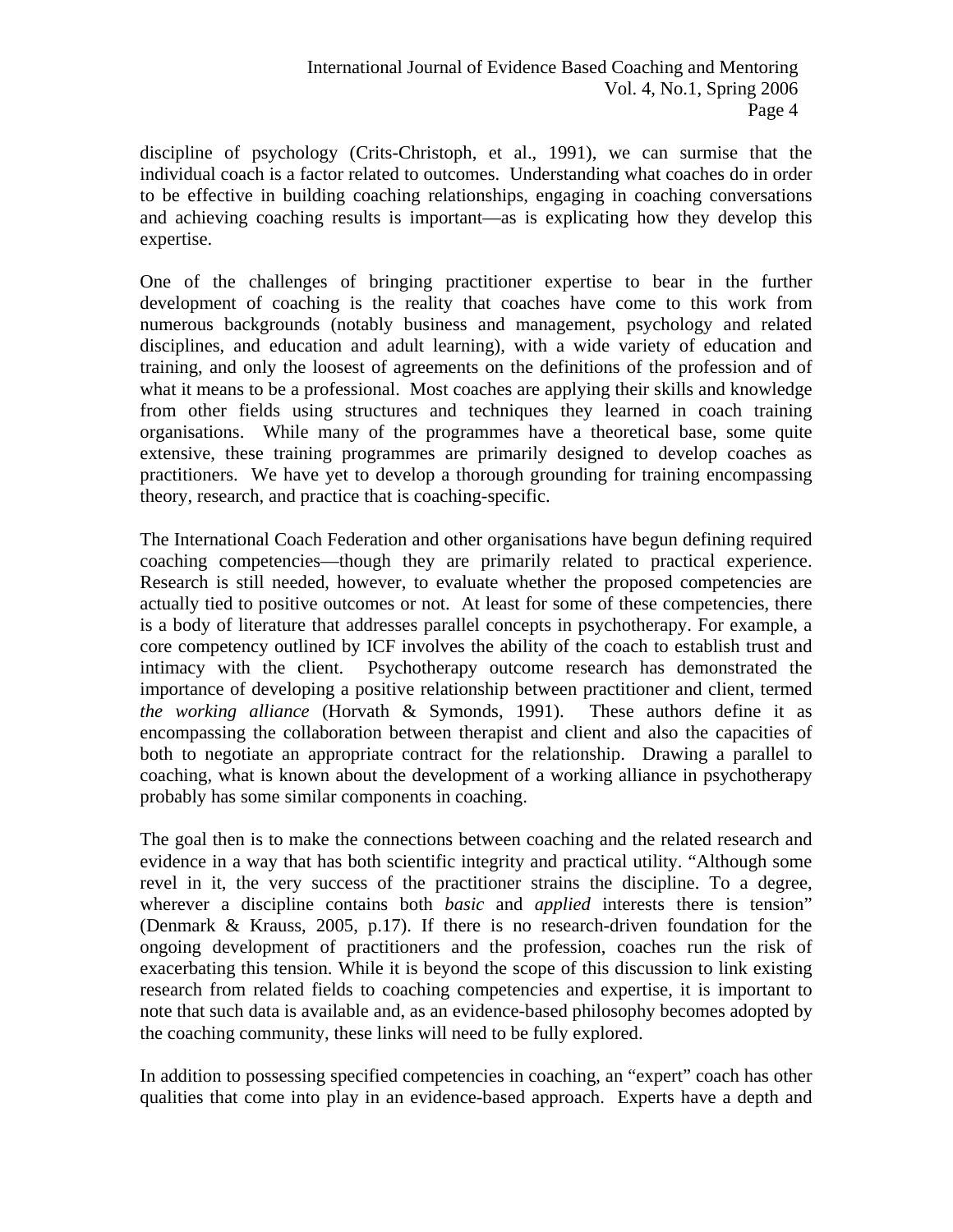discipline of psychology (Crits-Christoph, et al., 1991), we can surmise that the individual coach is a factor related to outcomes. Understanding what coaches do in order to be effective in building coaching relationships, engaging in coaching conversations and achieving coaching results is important—as is explicating how they develop this expertise.

One of the challenges of bringing practitioner expertise to bear in the further development of coaching is the reality that coaches have come to this work from numerous backgrounds (notably business and management, psychology and related disciplines, and education and adult learning), with a wide variety of education and training, and only the loosest of agreements on the definitions of the profession and of what it means to be a professional. Most coaches are applying their skills and knowledge from other fields using structures and techniques they learned in coach training organisations. While many of the programmes have a theoretical base, some quite extensive, these training programmes are primarily designed to develop coaches as practitioners. We have yet to develop a thorough grounding for training encompassing theory, research, and practice that is coaching-specific.

The International Coach Federation and other organisations have begun defining required coaching competencies—though they are primarily related to practical experience. Research is still needed, however, to evaluate whether the proposed competencies are actually tied to positive outcomes or not. At least for some of these competencies, there is a body of literature that addresses parallel concepts in psychotherapy. For example, a core competency outlined by ICF involves the ability of the coach to establish trust and intimacy with the client. Psychotherapy outcome research has demonstrated the importance of developing a positive relationship between practitioner and client, termed *the working alliance* (Horvath & Symonds, 1991). These authors define it as encompassing the collaboration between therapist and client and also the capacities of both to negotiate an appropriate contract for the relationship. Drawing a parallel to coaching, what is known about the development of a working alliance in psychotherapy probably has some similar components in coaching.

The goal then is to make the connections between coaching and the related research and evidence in a way that has both scientific integrity and practical utility. "Although some revel in it, the very success of the practitioner strains the discipline. To a degree, wherever a discipline contains both *basic* and *applied* interests there is tension" (Denmark & Krauss, 2005, p.17). If there is no research-driven foundation for the ongoing development of practitioners and the profession, coaches run the risk of exacerbating this tension. While it is beyond the scope of this discussion to link existing research from related fields to coaching competencies and expertise, it is important to note that such data is available and, as an evidence-based philosophy becomes adopted by the coaching community, these links will need to be fully explored.

In addition to possessing specified competencies in coaching, an "expert" coach has other qualities that come into play in an evidence-based approach. Experts have a depth and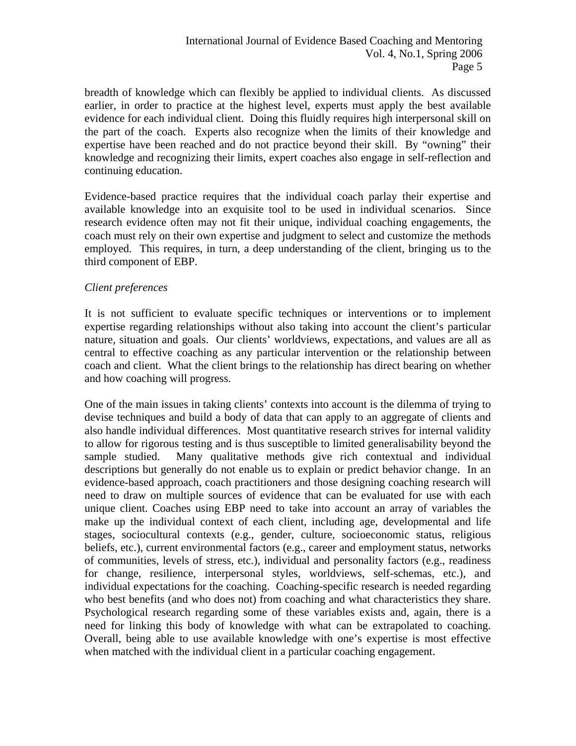breadth of knowledge which can flexibly be applied to individual clients. As discussed earlier, in order to practice at the highest level, experts must apply the best available evidence for each individual client. Doing this fluidly requires high interpersonal skill on the part of the coach. Experts also recognize when the limits of their knowledge and expertise have been reached and do not practice beyond their skill. By "owning" their knowledge and recognizing their limits, expert coaches also engage in self-reflection and continuing education.

Evidence-based practice requires that the individual coach parlay their expertise and available knowledge into an exquisite tool to be used in individual scenarios. Since research evidence often may not fit their unique, individual coaching engagements, the coach must rely on their own expertise and judgment to select and customize the methods employed. This requires, in turn, a deep understanding of the client, bringing us to the third component of EBP.

*Client preferences*

It is not sufficient to evaluate specific techniques or interventions or to implement expertise regarding relationships without also taking into account the client's particular nature, situation and goals. Our clients' worldviews, expectations, and values are all as central to effective coaching as any particular intervention or the relationship between coach and client. What the client brings to the relationship has direct bearing on whether and how coaching will progress.

One of the main issues in taking clients' contexts into account is the dilemma of trying to devise techniques and build a body of data that can apply to an aggregate of clients and also handle individual differences. Most quantitative research strives for internal validity to allow for rigorous testing and is thus susceptible to limited generalisability beyond the sample studied. Many qualitative methods give rich contextual and individual descriptions but generally do not enable us to explain or predict behavior change. In an evidence-based approach, coach practitioners and those designing coaching research will need to draw on multiple sources of evidence that can be evaluated for use with each unique client. Coaches using EBP need to take into account an array of variables the make up the individual context of each client, including age, developmental and life stages, sociocultural contexts (e.g., gender, culture, socioeconomic status, religious beliefs, etc.), current environmental factors (e.g., career and employment status, networks of communities, levels of stress, etc.), individual and personality factors (e.g., readiness for change, resilience, interpersonal styles, worldviews, self-schemas, etc.), and individual expectations for the coaching. Coaching-specific research is needed regarding who best benefits (and who does not) from coaching and what characteristics they share. Psychological research regarding some of these variables exists and, again, there is a need for linking this body of knowledge with what can be extrapolated to coaching. Overall, being able to use available knowledge with one's expertise is most effective when matched with the individual client in a particular coaching engagement.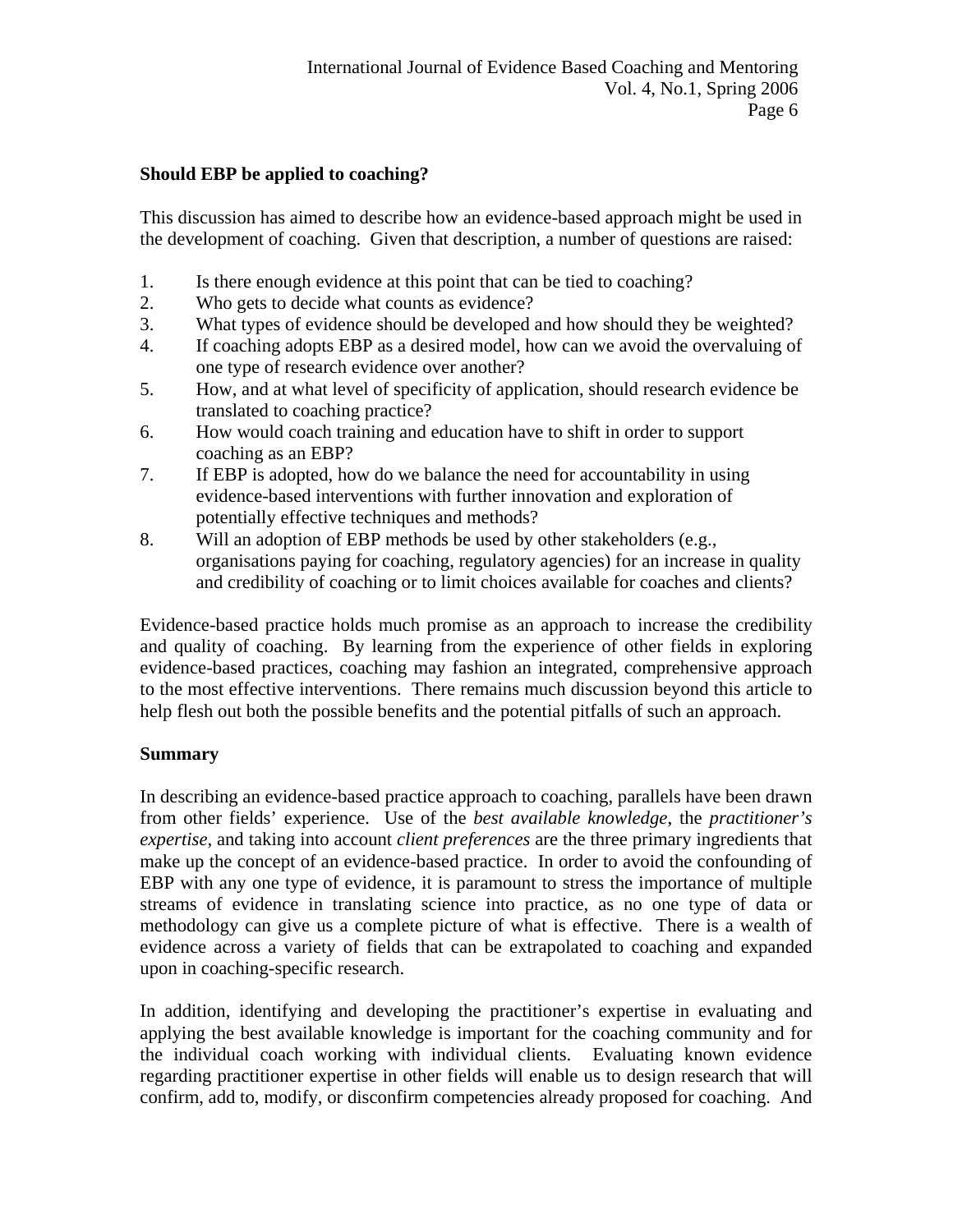**Should EBP be applied to coaching?**

This discussion has aimed to describe how an evidence-based approach might be used in the development of coaching. Given that description, a number of questions are raised:

1. Is there enough evidence at this point that can be tied to coaching?
2. Who gets to decide what counts as evidence?
3. What types of evidence should be developed and how should they be weighted?
4. If coaching adopts EBP as a desired model, how can we avoid the overvaluing of one type of research evidence over another?
5. How, and at what level of specificity of application, should research evidence be translated to coaching practice?
6. How would coach training and education have to shift in order to support coaching as an EBP?
7. If EBP is adopted, how do we balance the need for accountability in using evidence-based interventions with further innovation and exploration of potentially effective techniques and methods?
8. Will an adoption of EBP methods be used by other stakeholders (e.g., organisations paying for coaching, regulatory agencies) for an increase in quality and credibility of coaching or to limit choices available for coaches and clients?

Evidence-based practice holds much promise as an approach to increase the credibility and quality of coaching. By learning from the experience of other fields in exploring evidence-based practices, coaching may fashion an integrated, comprehensive approach to the most effective interventions. There remains much discussion beyond this article to help flesh out both the possible benefits and the potential pitfalls of such an approach.

**Summary**

In describing an evidence-based practice approach to coaching, parallels have been drawn from other fields' experience. Use of the *best available knowledge*, the *practitioner's expertise*, and taking into account *client preferences* are the three primary ingredients that make up the concept of an evidence-based practice. In order to avoid the confounding of EBP with any one type of evidence, it is paramount to stress the importance of multiple streams of evidence in translating science into practice, as no one type of data or methodology can give us a complete picture of what is effective. There is a wealth of evidence across a variety of fields that can be extrapolated to coaching and expanded upon in coaching-specific research.

In addition, identifying and developing the practitioner's expertise in evaluating and applying the best available knowledge is important for the coaching community and for the individual coach working with individual clients. Evaluating known evidence regarding practitioner expertise in other fields will enable us to design research that will confirm, add to, modify, or disconfirm competencies already proposed for coaching. And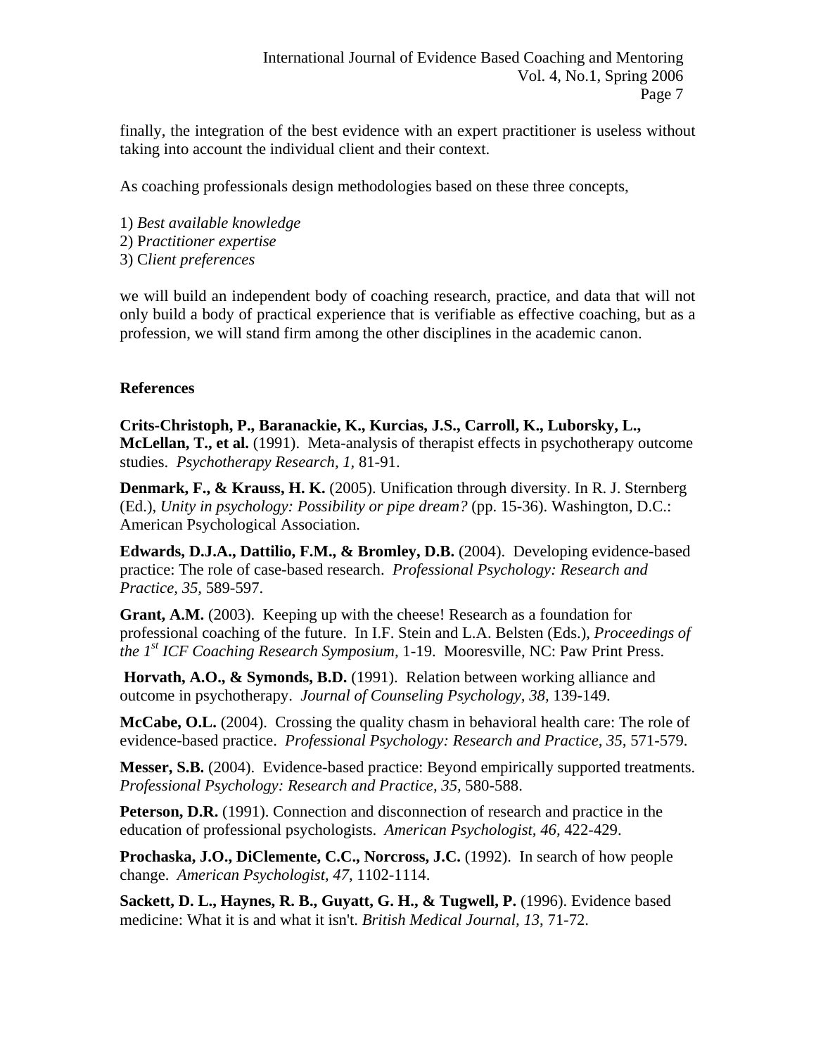finally, the integration of the best evidence with an expert practitioner is useless without taking into account the individual client and their context.

As coaching professionals design methodologies based on these three concepts,

1) *Best available knowledge*
2) P*ractitioner expertise*
3) C*lient preferences*

we will build an independent body of coaching research, practice, and data that will not only build a body of practical experience that is verifiable as effective coaching, but as a profession, we will stand firm among the other disciplines in the academic canon.

**References**

**Crits-Christoph, P., Baranackie, K., Kurcias, J.S., Carroll, K., Luborsky, L., McLellan, T., et al.** (1991). Meta-analysis of therapist effects in psychotherapy outcome studies. *Psychotherapy Research, 1,* 81-91.

**Denmark, F., & Krauss, H. K.** (2005). Unification through diversity. In R. J. Sternberg (Ed.), *Unity in psychology: Possibility or pipe dream?* (pp. 15-36). Washington, D.C.: American Psychological Association.

**Edwards, D.J.A., Dattilio, F.M., & Bromley, D.B.** (2004). Developing evidence-based practice: The role of case-based research. *Professional Psychology: Research and Practice, 35,* 589-597.

**Grant, A.M.** (2003). Keeping up with the cheese! Research as a foundation for professional coaching of the future. In I.F. Stein and L.A. Belsten (Eds.), *Proceedings of the 1st ICF Coaching Research Symposium,* 1-19. Mooresville, NC: Paw Print Press.

**Horvath, A.O., & Symonds, B.D.** (1991). Relation between working alliance and outcome in psychotherapy. *Journal of Counseling Psychology, 38,* 139-149.

**McCabe, O.L.** (2004). Crossing the quality chasm in behavioral health care: The role of evidence-based practice. *Professional Psychology: Research and Practice, 35,* 571-579.

**Messer, S.B.** (2004). Evidence-based practice: Beyond empirically supported treatments. *Professional Psychology: Research and Practice, 35,* 580-588.

**Peterson, D.R.** (1991). Connection and disconnection of research and practice in the education of professional psychologists. *American Psychologist, 46,* 422-429.

**Prochaska, J.O., DiClemente, C.C., Norcross, J.C.** (1992). In search of how people change. *American Psychologist, 47*, 1102-1114.

**Sackett, D. L., Haynes, R. B., Guyatt, G. H., & Tugwell, P.** (1996). Evidence based medicine: What it is and what it isn't. *British Medical Journal, 13*, 71-72.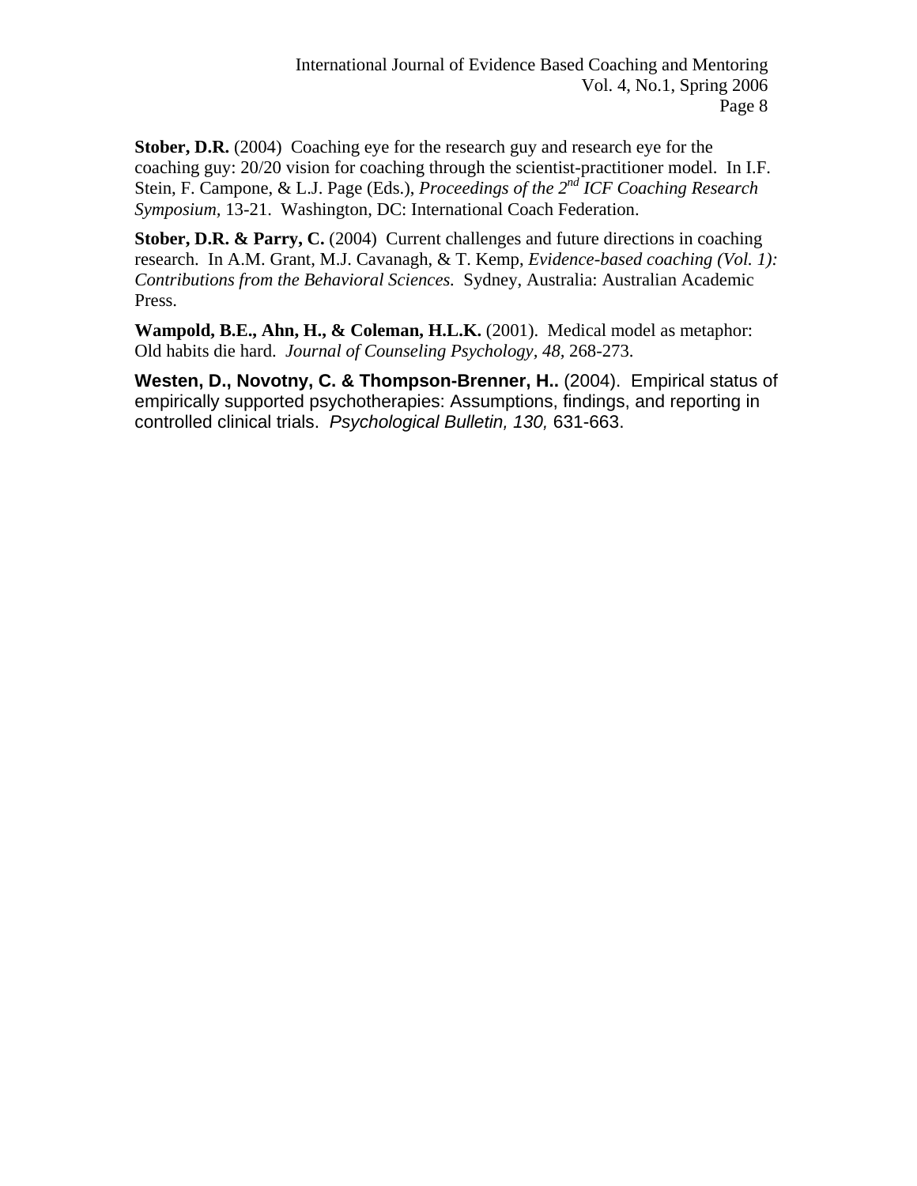**Stober, D.R.** (2004) Coaching eye for the research guy and research eye for the coaching guy: 20/20 vision for coaching through the scientist-practitioner model. In I.F. Stein, F. Campone, & L.J. Page (Eds.), *Proceedings of the 2nd ICF Coaching Research Symposium*, 13-21. Washington, DC: International Coach Federation.

**Stober, D.R. & Parry, C.** (2004) Current challenges and future directions in coaching research. In A.M. Grant, M.J. Cavanagh, & T. Kemp, *Evidence-based coaching (Vol. 1): Contributions from the Behavioral Sciences.* Sydney, Australia: Australian Academic Press.

**Wampold, B.E., Ahn, H., & Coleman, H.L.K.** (2001). Medical model as metaphor: Old habits die hard. *Journal of Counseling Psychology, 48,* 268-273.

**Westen, D., Novotny, C. & Thompson-Brenner, H..** (2004). Empirical status of empirically supported psychotherapies: Assumptions, findings, and reporting in controlled clinical trials. *Psychological Bulletin, 130,* 631-663.